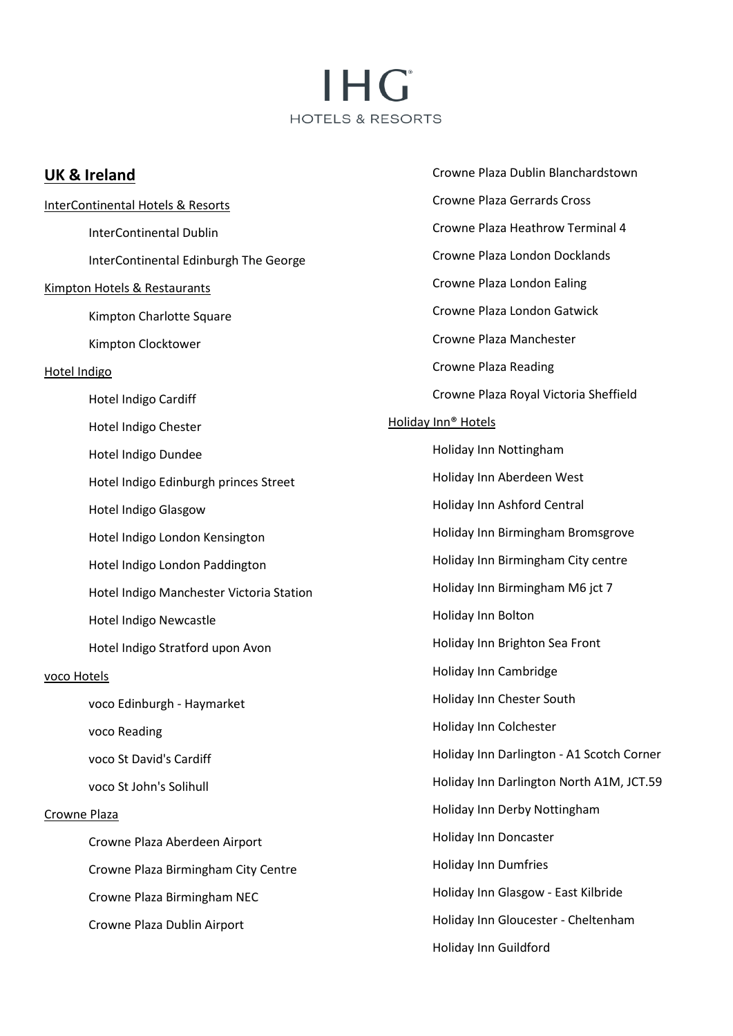# IHG HOTELS & RESORTS

## UK & Ireland

InterContinental Hotels & Resorts

- InterContinental Dublin
- InterContinental Edinburgh The George

Kimpton Hotels & Restaurants

- Kimpton Charlotte Square
- Kimpton Clocktower

Hotel Indigo

- Hotel Indigo Cardiff
- Hotel Indigo Chester
- Hotel Indigo Dundee
- Hotel Indigo Edinburgh princes Street
- Hotel Indigo Glasgow
- Hotel Indigo London Kensington
- Hotel Indigo London Paddington
- Hotel Indigo Manchester Victoria Station
- Hotel Indigo Newcastle
- Hotel Indigo Stratford upon Avon

voco Hotels

- voco Edinburgh - Haymarket
- voco Reading
- voco St David's Cardiff
- voco St John's Solihull

Crowne Plaza

- Crowne Plaza Aberdeen Airport
- Crowne Plaza Birmingham City Centre
- Crowne Plaza Birmingham NEC
- Crowne Plaza Dublin Airport
- Crowne Plaza Dublin Blanchardstown
- Crowne Plaza Gerrards Cross
- Crowne Plaza Heathrow Terminal 4
- Crowne Plaza London Docklands
- Crowne Plaza London Ealing
- Crowne Plaza London Gatwick
- Crowne Plaza Manchester
- Crowne Plaza Reading
- Crowne Plaza Royal Victoria Sheffield

Holiday Inn® Hotels

- Holiday Inn Nottingham
- Holiday Inn Aberdeen West
- Holiday Inn Ashford Central
- Holiday Inn Birmingham Bromsgrove
- Holiday Inn Birmingham City centre
- Holiday Inn Birmingham M6 jct 7
- Holiday Inn Bolton
- Holiday Inn Brighton Sea Front
- Holiday Inn Cambridge
- Holiday Inn Chester South
- Holiday Inn Colchester
- Holiday Inn Darlington - A1 Scotch Corner
- Holiday Inn Darlington North A1M, JCT.59
- Holiday Inn Derby Nottingham
- Holiday Inn Doncaster
- Holiday Inn Dumfries
- Holiday Inn Glasgow - East Kilbride
- Holiday Inn Gloucester - Cheltenham
- Holiday Inn Guildford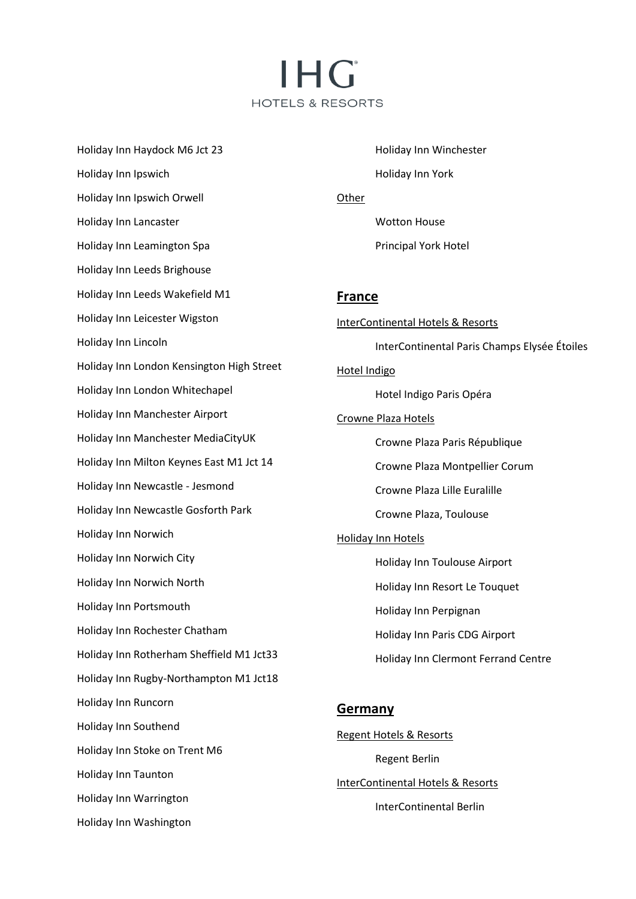Holiday Inn Haydock M6 Jct 23

Holiday Inn Ipswich

Holiday Inn Ipswich Orwell

Holiday Inn Lancaster

Holiday Inn Leamington Spa

Holiday Inn Leeds Brighouse

Holiday Inn Leeds Wakefield M1

Holiday Inn Leicester Wigston

Holiday Inn Lincoln

Holiday Inn London Kensington High Street

Holiday Inn London Whitechapel

Holiday Inn Manchester Airport

Holiday Inn Manchester MediaCityUK

Holiday Inn Milton Keynes East M1 Jct 14

Holiday Inn Newcastle - Jesmond

Holiday Inn Newcastle Gosforth Park

Holiday Inn Norwich

Holiday Inn Norwich City

Holiday Inn Norwich North

Holiday Inn Portsmouth

Holiday Inn Rochester Chatham

Holiday Inn Rotherham Sheffield M1 Jct33

Holiday Inn Rugby-Northampton M1 Jct18

Holiday Inn Runcorn

Holiday Inn Southend

Holiday Inn Stoke on Trent M6

Holiday Inn Taunton

Holiday Inn Warrington

Holiday Inn Washington

Holiday Inn Winchester

Holiday Inn York

Other

Wotton House

Principal York Hotel

## France

InterContinental Hotels & Resorts

InterContinental Paris Champs Elysée Étoiles

Hotel Indigo

Hotel Indigo Paris Opéra

Crowne Plaza Hotels

Crowne Plaza Paris République

Crowne Plaza Montpellier Corum

Crowne Plaza Lille Euralille

Crowne Plaza, Toulouse

Holiday Inn Hotels

Holiday Inn Toulouse Airport

Holiday Inn Resort Le Touquet

Holiday Inn Perpignan

Holiday Inn Paris CDG Airport

Holiday Inn Clermont Ferrand Centre

## Germany

Regent Hotels & Resorts

Regent Berlin

InterContinental Hotels & Resorts

InterContinental Berlin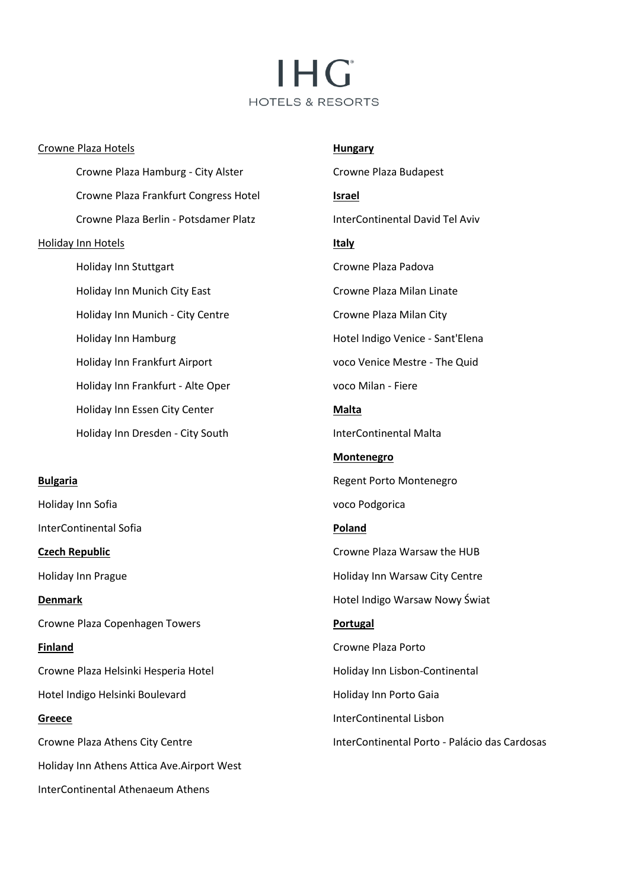# IHG

HOTELS & RESORTS

Crowne Plaza Hotels

- Crowne Plaza Hamburg - City Alster
- Crowne Plaza Frankfurt Congress Hotel
- Crowne Plaza Berlin - Potsdamer Platz

Holiday Inn Hotels

- Holiday Inn Stuttgart
- Holiday Inn Munich City East
- Holiday Inn Munich - City Centre
- Holiday Inn Hamburg
- Holiday Inn Frankfurt Airport
- Holiday Inn Frankfurt - Alte Oper
- Holiday Inn Essen City Center
- Holiday Inn Dresden - City South

**Bulgaria**

Holiday Inn Sofia

InterContinental Sofia

**Czech Republic**

Holiday Inn Prague

**Denmark**

Crowne Plaza Copenhagen Towers

**Finland**

Crowne Plaza Helsinki Hesperia Hotel

Hotel Indigo Helsinki Boulevard

**Greece**

Crowne Plaza Athens City Centre

Holiday Inn Athens Attica Ave.Airport West

InterContinental Athenaeum Athens

**Hungary**

Crowne Plaza Budapest

**Israel**

InterContinental David Tel Aviv

**Italy**

Crowne Plaza Padova

Crowne Plaza Milan Linate

Crowne Plaza Milan City

Hotel Indigo Venice - Sant'Elena

voco Venice Mestre - The Quid

voco Milan - Fiere

**Malta**

InterContinental Malta

**Montenegro**

Regent Porto Montenegro

voco Podgorica

**Poland**

Crowne Plaza Warsaw the HUB

Holiday Inn Warsaw City Centre

Hotel Indigo Warsaw Nowy Świat

**Portugal**

Crowne Plaza Porto

Holiday Inn Lisbon-Continental

Holiday Inn Porto Gaia

InterContinental Lisbon

InterContinental Porto - Palácio das Cardosas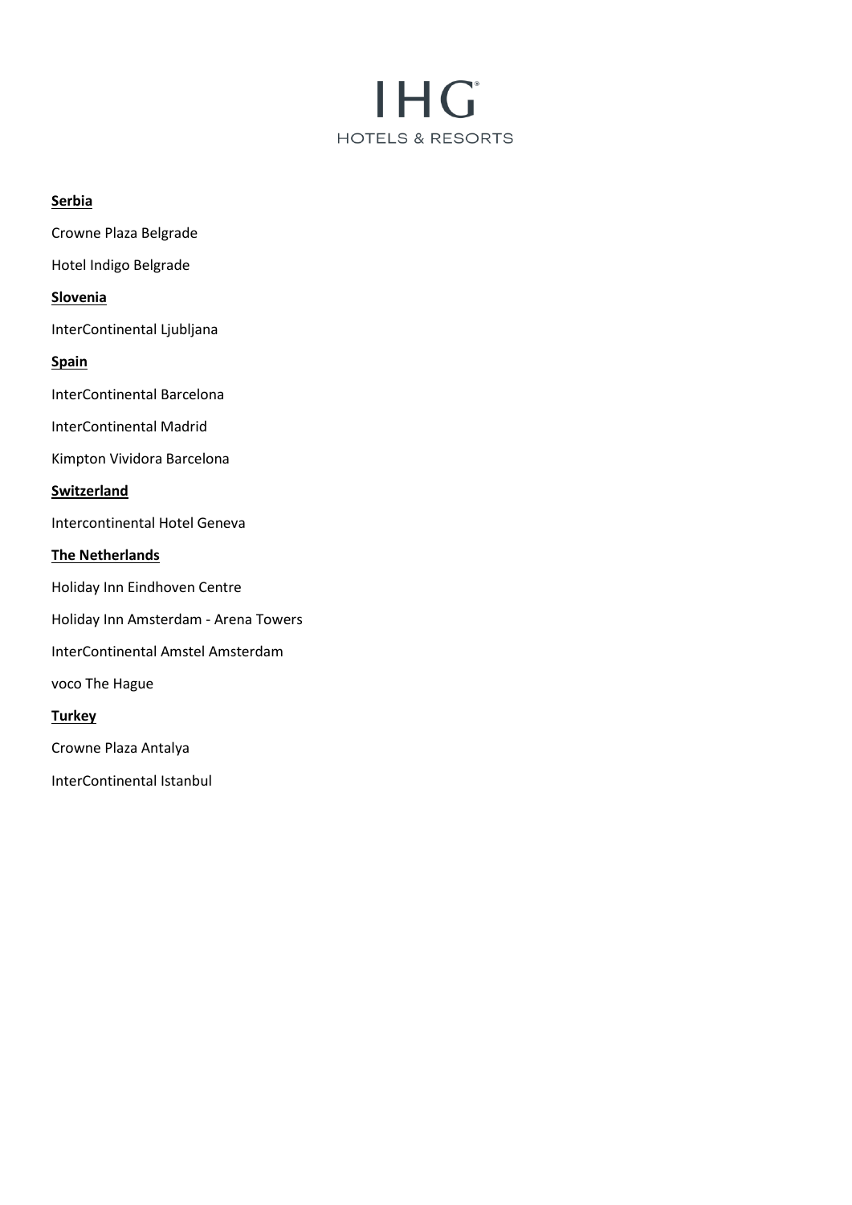**Serbia**

Crowne Plaza Belgrade

Hotel Indigo Belgrade

**Slovenia**

InterContinental Ljubljana

**Spain**

InterContinental Barcelona

InterContinental Madrid

Kimpton Vividora Barcelona

**Switzerland**

Intercontinental Hotel Geneva

**The Netherlands**

Holiday Inn Eindhoven Centre

Holiday Inn Amsterdam - Arena Towers

InterContinental Amstel Amsterdam

voco The Hague

**Turkey**

Crowne Plaza Antalya

InterContinental Istanbul